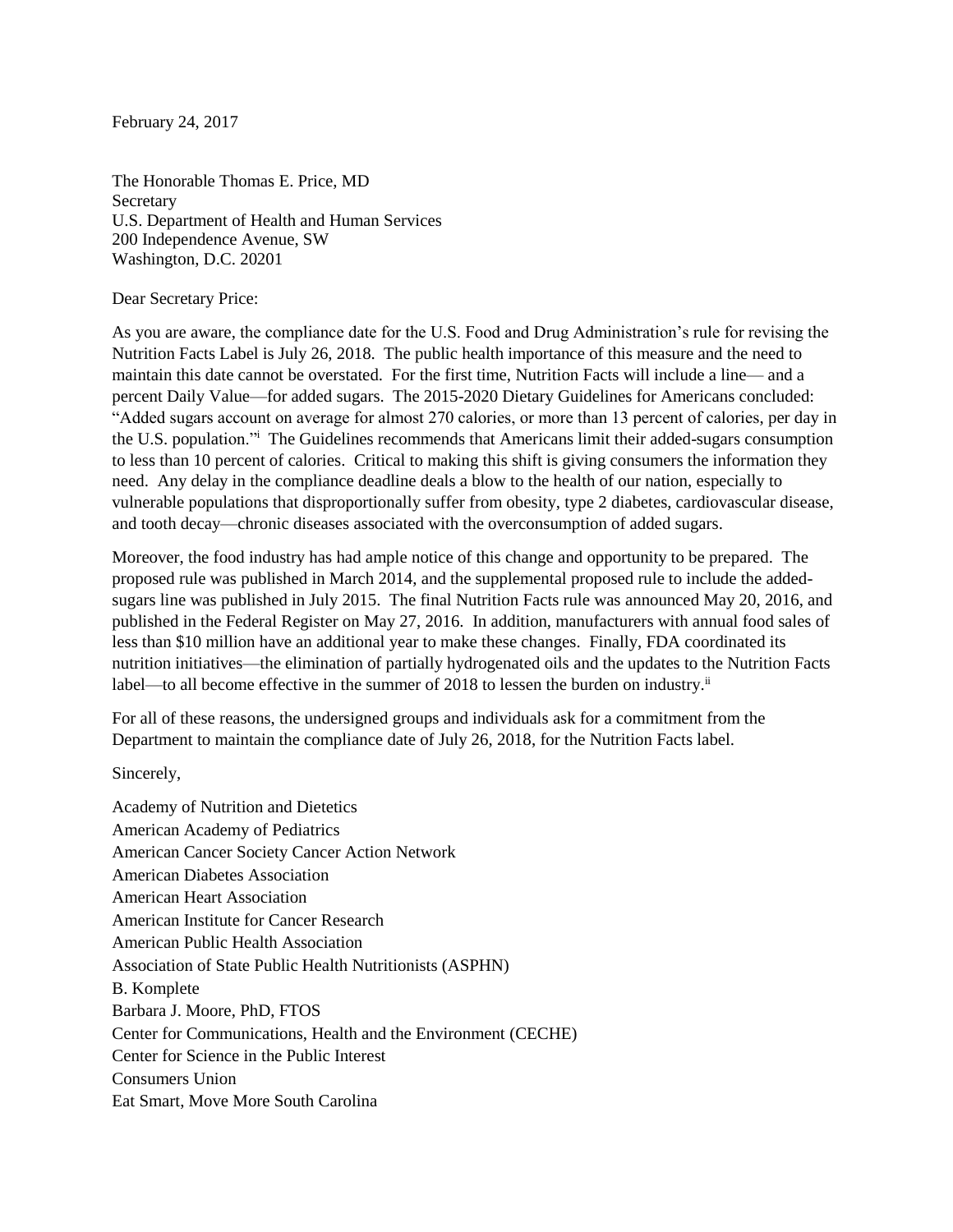February 24, 2017

The Honorable Thomas E. Price, MD
Secretary
U.S. Department of Health and Human Services
200 Independence Avenue, SW
Washington, D.C. 20201

Dear Secretary Price:

As you are aware, the compliance date for the U.S. Food and Drug Administration's rule for revising the Nutrition Facts Label is July 26, 2018. The public health importance of this measure and the need to maintain this date cannot be overstated. For the first time, Nutrition Facts will include a line— and a percent Daily Value—for added sugars. The 2015-2020 Dietary Guidelines for Americans concluded: "Added sugars account on average for almost 270 calories, or more than 13 percent of calories, per day in the U.S. population."[i] The Guidelines recommends that Americans limit their added-sugars consumption to less than 10 percent of calories. Critical to making this shift is giving consumers the information they need. Any delay in the compliance deadline deals a blow to the health of our nation, especially to vulnerable populations that disproportionally suffer from obesity, type 2 diabetes, cardiovascular disease, and tooth decay—chronic diseases associated with the overconsumption of added sugars.

Moreover, the food industry has had ample notice of this change and opportunity to be prepared. The proposed rule was published in March 2014, and the supplemental proposed rule to include the added-sugars line was published in July 2015. The final Nutrition Facts rule was announced May 20, 2016, and published in the Federal Register on May 27, 2016. In addition, manufacturers with annual food sales of less than $10 million have an additional year to make these changes. Finally, FDA coordinated its nutrition initiatives—the elimination of partially hydrogenated oils and the updates to the Nutrition Facts label—to all become effective in the summer of 2018 to lessen the burden on industry.[ii]

For all of these reasons, the undersigned groups and individuals ask for a commitment from the Department to maintain the compliance date of July 26, 2018, for the Nutrition Facts label.

Sincerely,

Academy of Nutrition and Dietetics
American Academy of Pediatrics
American Cancer Society Cancer Action Network
American Diabetes Association
American Heart Association
American Institute for Cancer Research
American Public Health Association
Association of State Public Health Nutritionists (ASPHN)
B. Komplete
Barbara J. Moore, PhD, FTOS
Center for Communications, Health and the Environment (CECHE)
Center for Science in the Public Interest
Consumers Union
Eat Smart, Move More South Carolina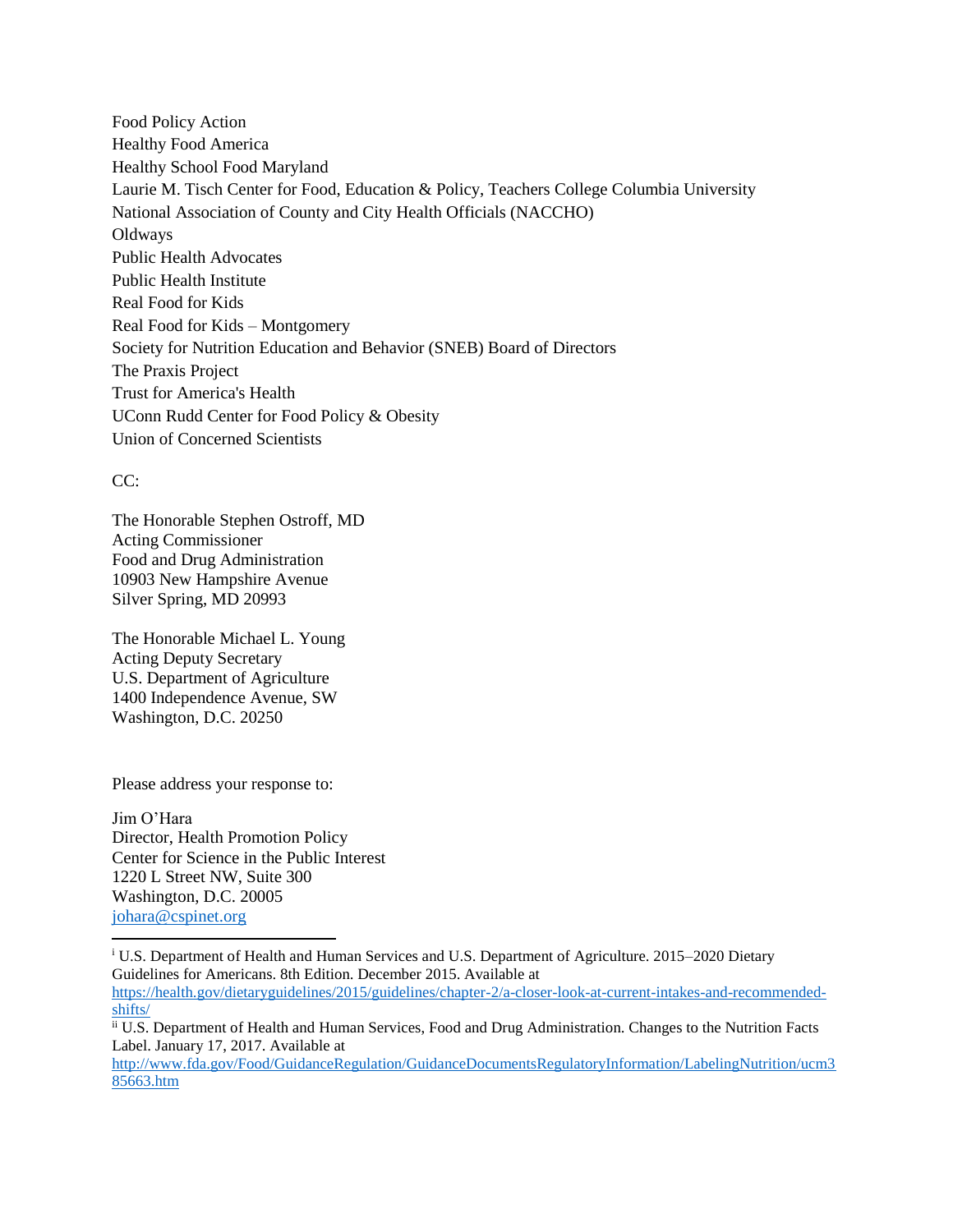Food Policy Action
Healthy Food America
Healthy School Food Maryland
Laurie M. Tisch Center for Food, Education & Policy, Teachers College Columbia University
National Association of County and City Health Officials (NACCHO)
Oldways
Public Health Advocates
Public Health Institute
Real Food for Kids
Real Food for Kids – Montgomery
Society for Nutrition Education and Behavior (SNEB) Board of Directors
The Praxis Project
Trust for America's Health
UConn Rudd Center for Food Policy & Obesity
Union of Concerned Scientists

CC:

The Honorable Stephen Ostroff, MD
Acting Commissioner
Food and Drug Administration
10903 New Hampshire Avenue
Silver Spring, MD 20993

The Honorable Michael L. Young
Acting Deputy Secretary
U.S. Department of Agriculture
1400 Independence Avenue, SW
Washington, D.C. 20250

Please address your response to:

Jim O'Hara
Director, Health Promotion Policy
Center for Science in the Public Interest
1220 L Street NW, Suite 300
Washington, D.C. 20005
johara@cspinet.org

---

[i] U.S. Department of Health and Human Services and U.S. Department of Agriculture. 2015–2020 Dietary Guidelines for Americans. 8th Edition. December 2015. Available at https://health.gov/dietaryguidelines/2015/guidelines/chapter-2/a-closer-look-at-current-intakes-and-recommended-shifts/

[ii] U.S. Department of Health and Human Services, Food and Drug Administration. Changes to the Nutrition Facts Label. January 17, 2017. Available at http://www.fda.gov/Food/GuidanceRegulation/GuidanceDocumentsRegulatoryInformation/LabelingNutrition/ucm385663.htm